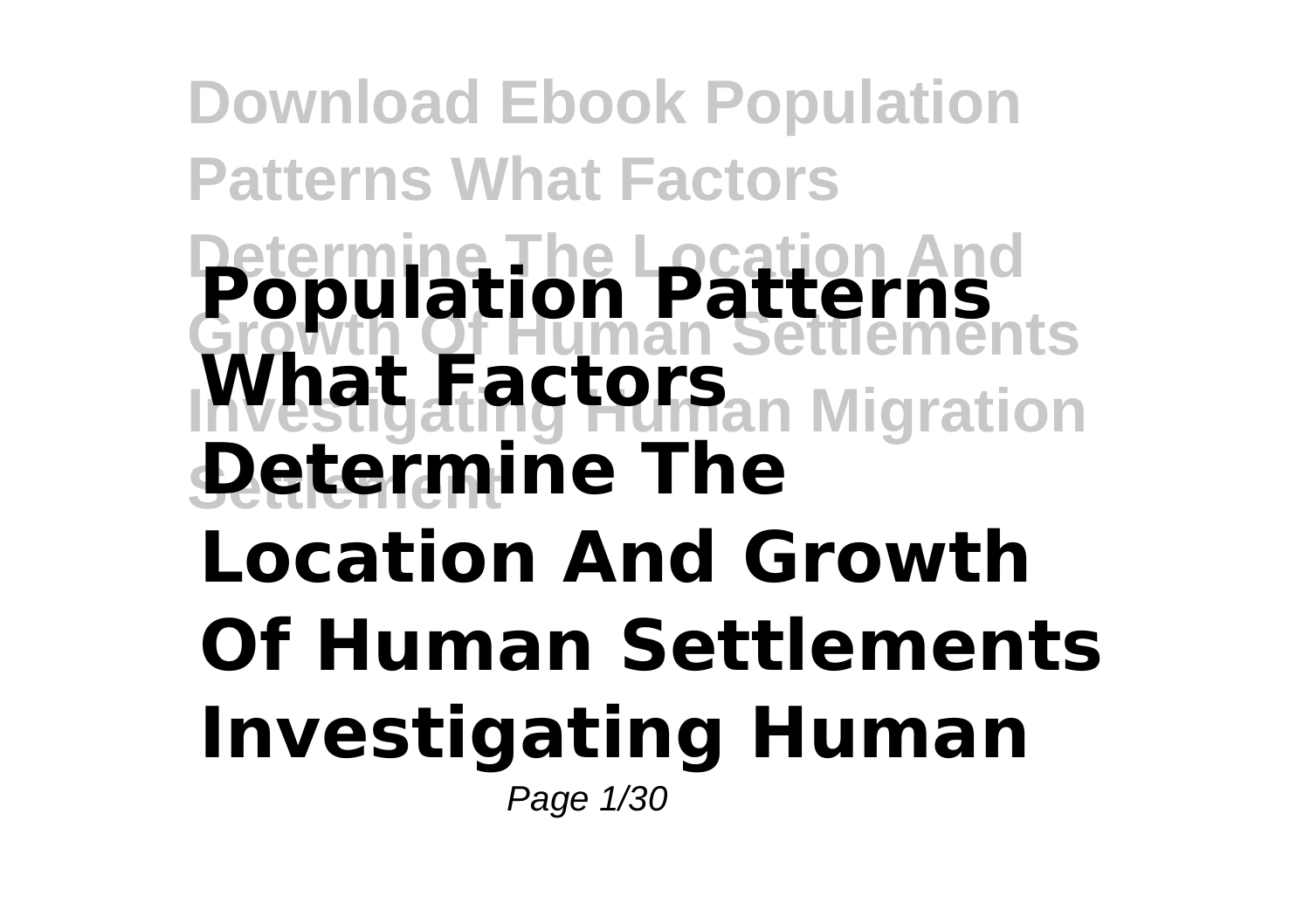# Population Patterns What Factors Determine The Location And Growth Of Human Settlements Investigating Human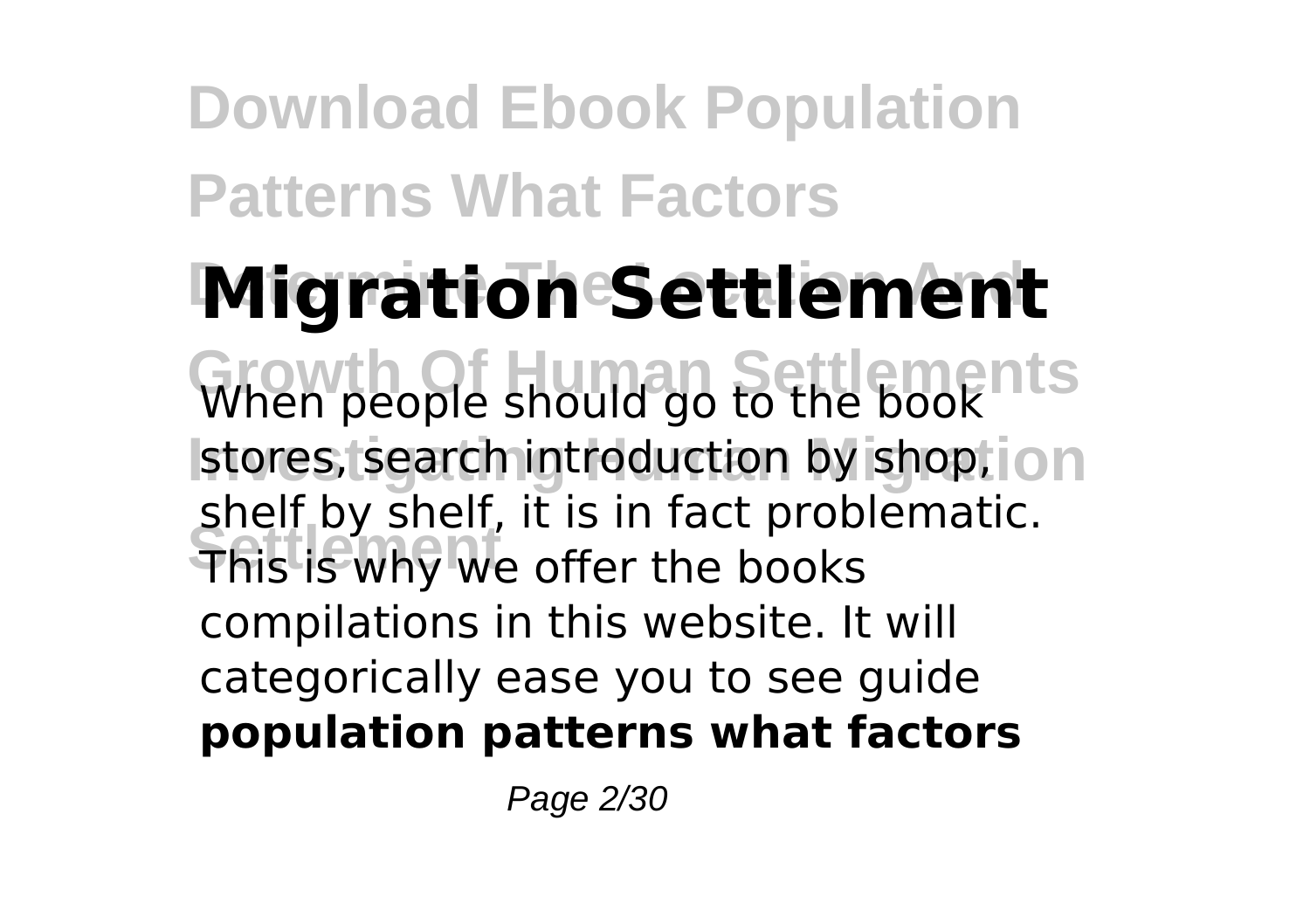**Migration Settlement**

When people should go to the book stores, search introduction by shop, shelf by shelf, it is in fact problematic. This is why we offer the books compilations in this website. It will categorically ease you to see guide **population patterns what factors**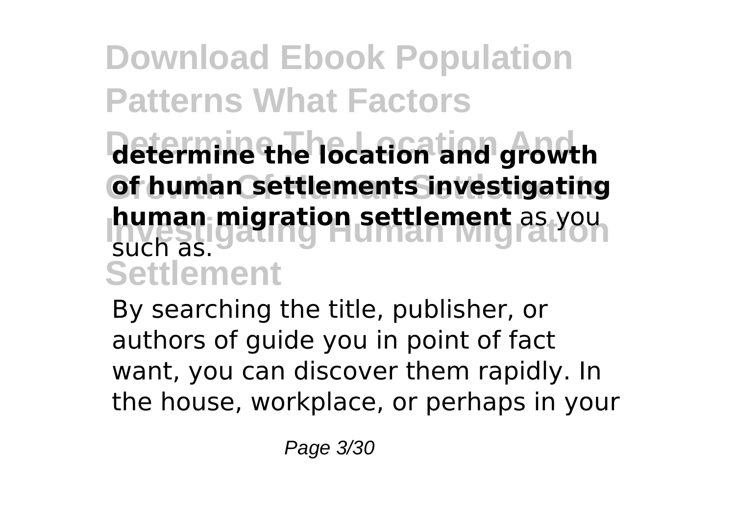**determine the location and growth of human settlements investigating human migration settlement** as you such as.

By searching the title, publisher, or authors of guide you in point of fact want, you can discover them rapidly. In the house, workplace, or perhaps in your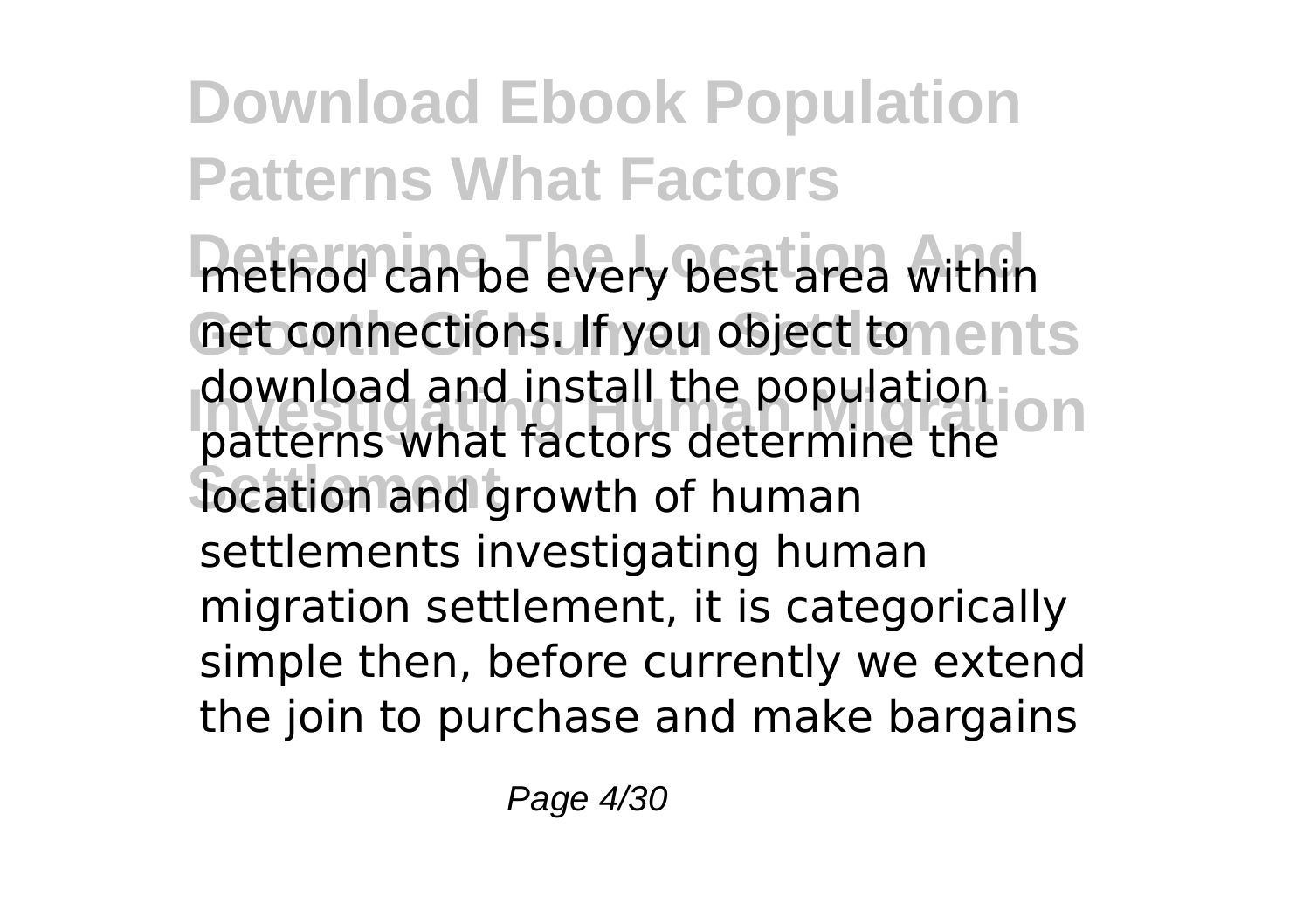method can be every best area within net connections. If you object to download and install the population patterns what factors determine the location and growth of human settlements investigating human migration settlement, it is categorically simple then, before currently we extend the join to purchase and make bargains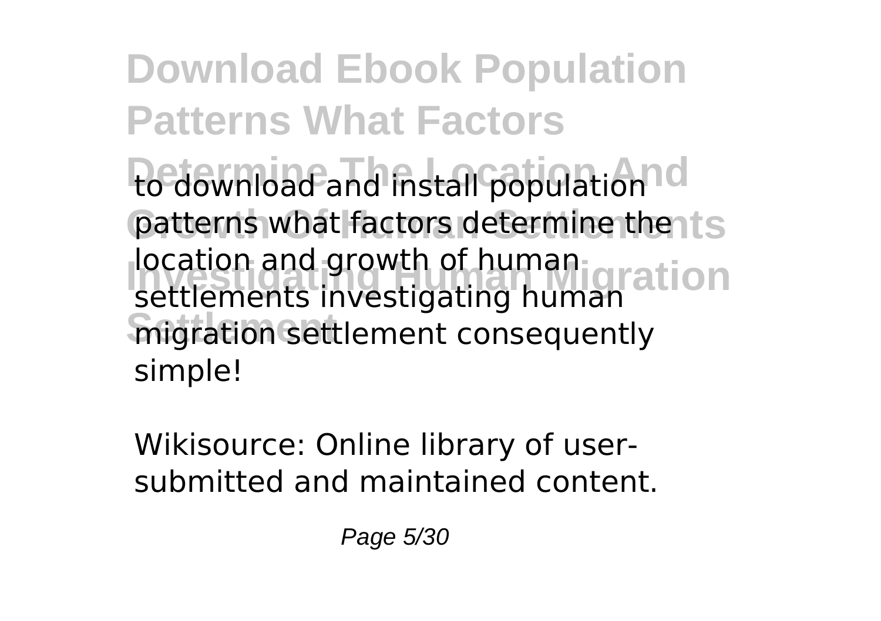to download and install population patterns what factors determine the location and growth of human settlements investigating human migration settlement consequently simple!

Wikisource: Online library of user-submitted and maintained content.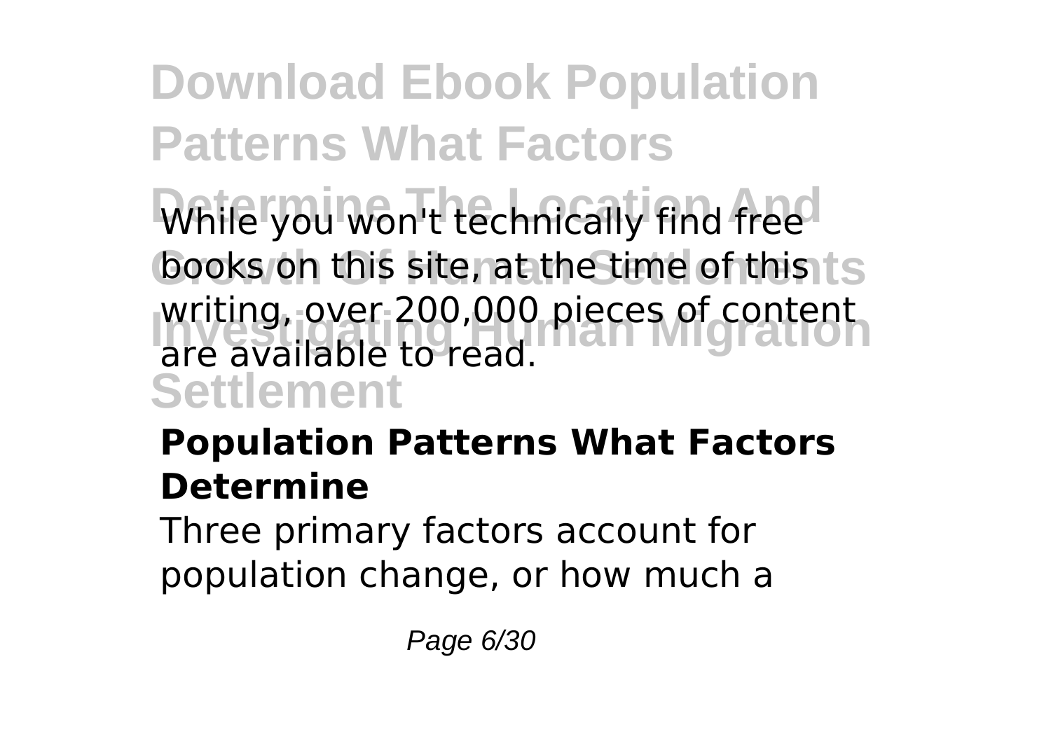While you won't technically find free books on this site, at the time of this writing, over 200,000 pieces of content are available to read.

### Population Patterns What Factors Determine

Three primary factors account for population change, or how much a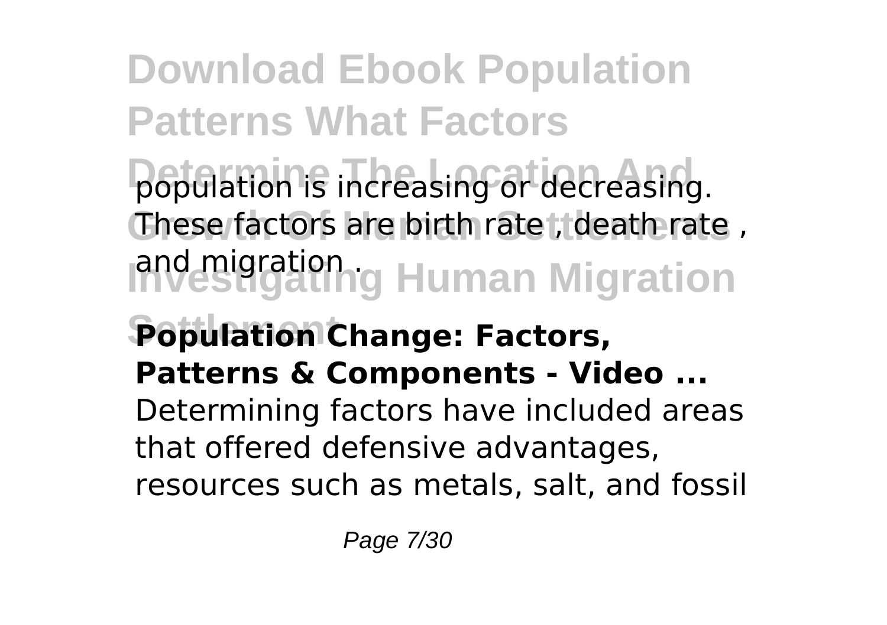population is increasing or decreasing. These factors are birth rate , death rate , and migration .

**Population Change: Factors, Patterns & Components - Video ...**

Determining factors have included areas that offered defensive advantages, resources such as metals, salt, and fossil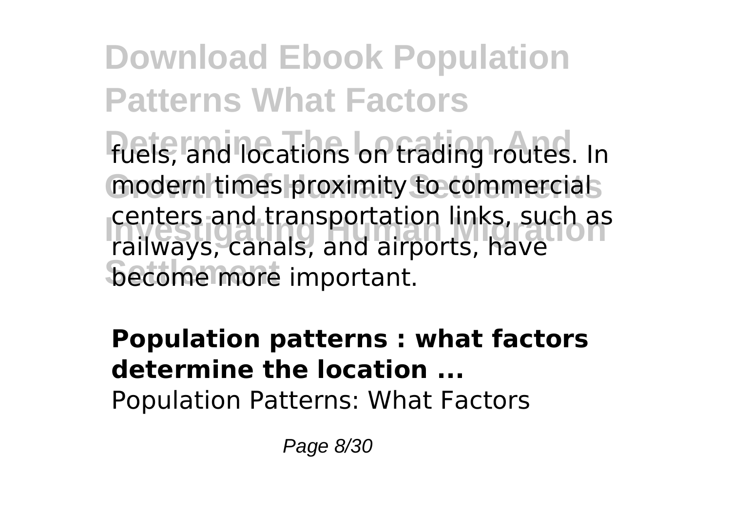fuels, and locations on trading routes. In modern times proximity to commercial centers and transportation links, such as railways, canals, and airports, have become more important.

**Population patterns : what factors determine the location ...**

Population Patterns: What Factors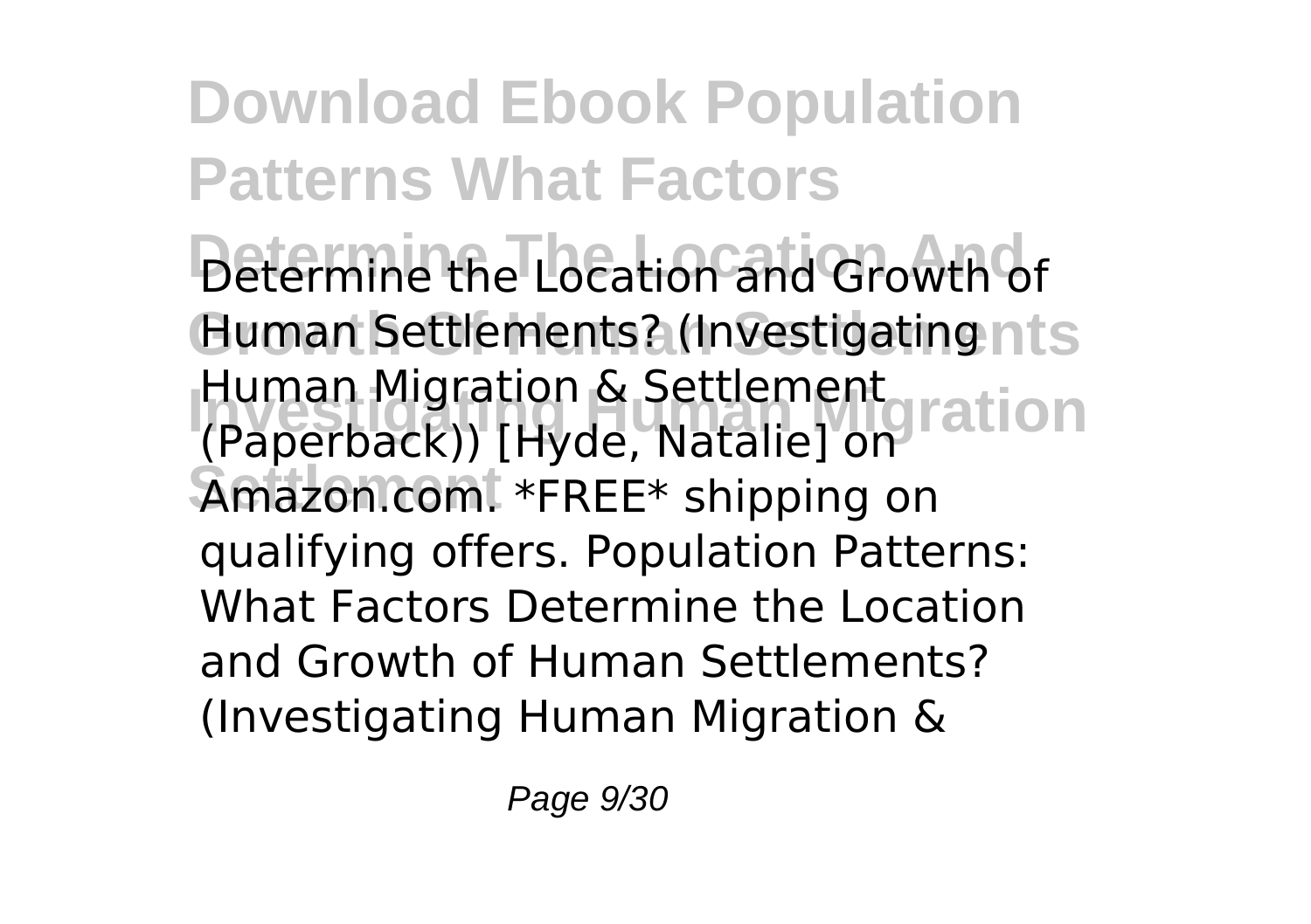Determine the Location and Growth of Human Settlements? (Investigating Human Migration & Settlement (Paperback)) [Hyde, Natalie] on Amazon.com. *FREE* shipping on qualifying offers. Population Patterns: What Factors Determine the Location and Growth of Human Settlements? (Investigating Human Migration &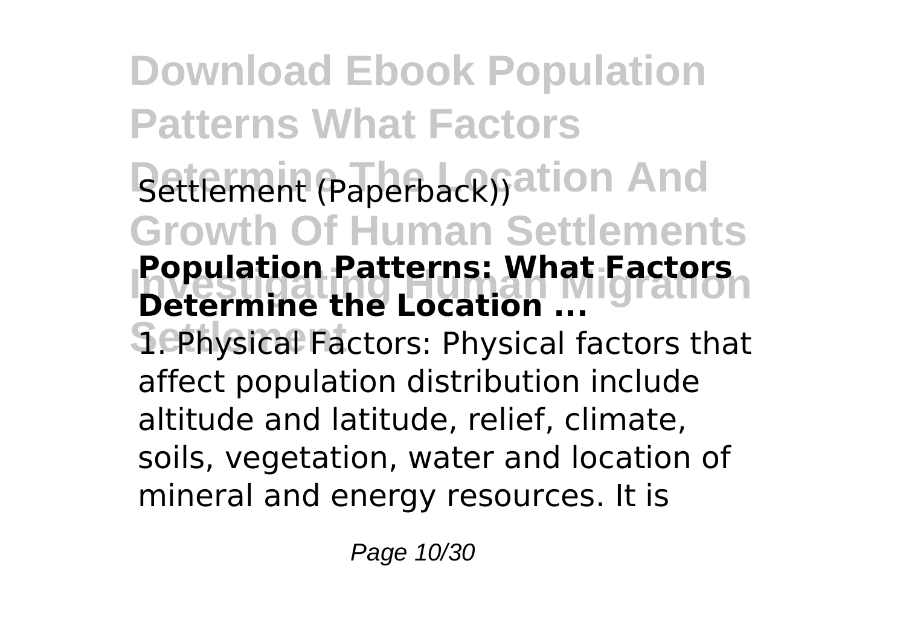Settlement (Paperback))

**Population Patterns: What Factors Determine the Location ...**

1. Physical Factors: Physical factors that affect population distribution include altitude and latitude, relief, climate, soils, vegetation, water and location of mineral and energy resources. It is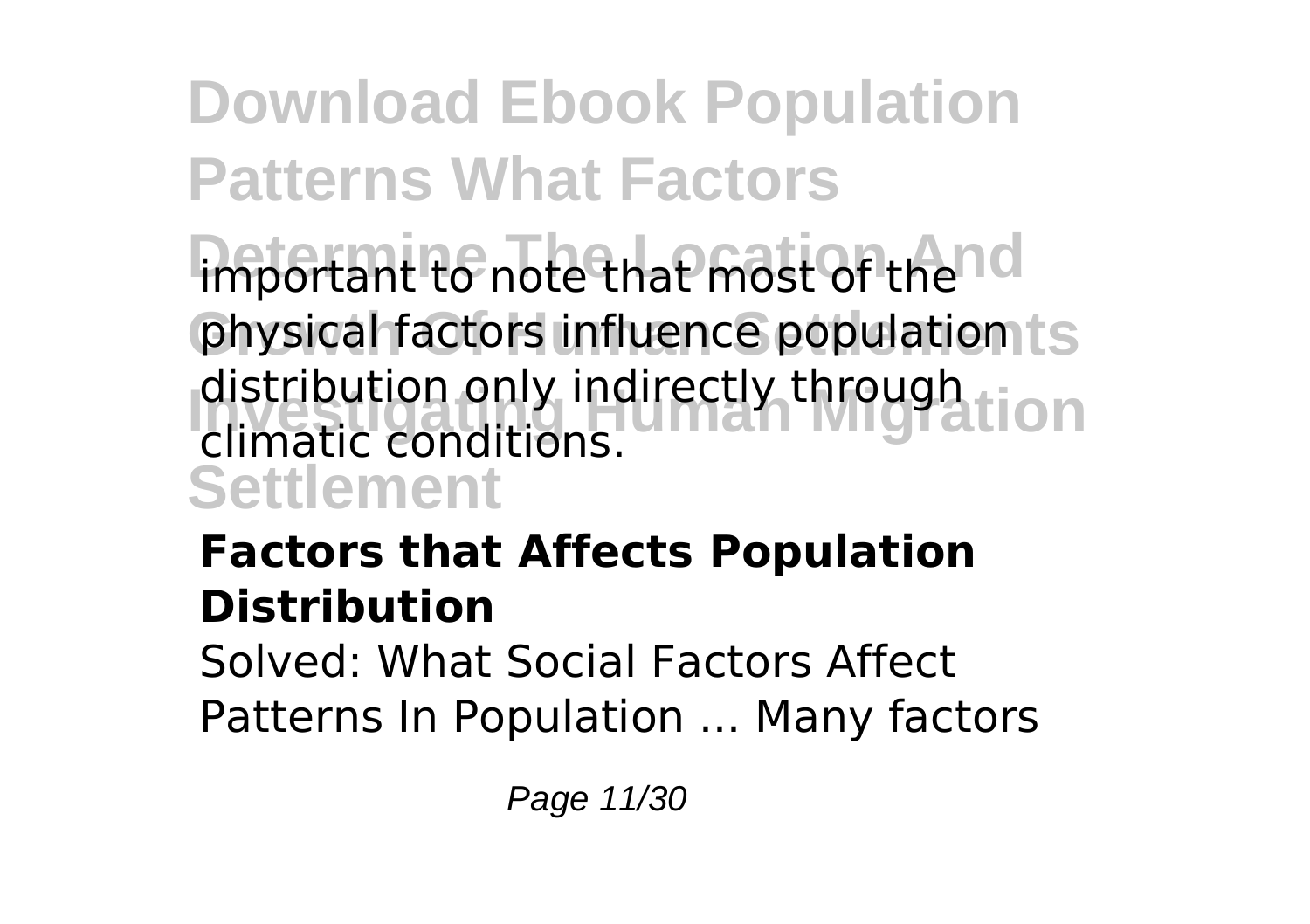important to note that most of the physical factors influence population distribution only indirectly through climatic conditions.

**Factors that Affects Population Distribution**

Solved: What Social Factors Affect Patterns In Population ... Many factors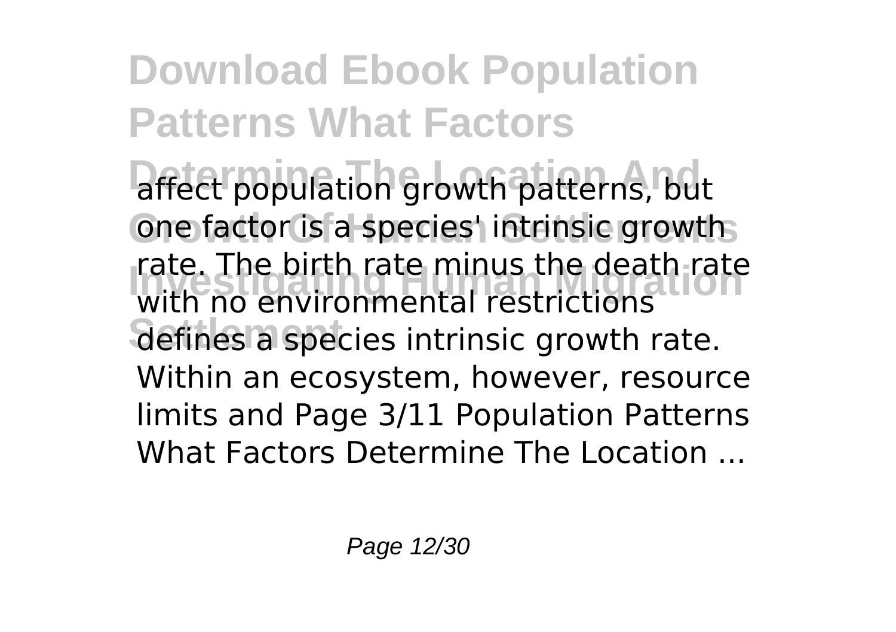# Download Ebook Population Patterns What Factors Determine The Location And Growth Of Human Settlements Investigating Human Migration Settlement

affect population growth patterns, but one factor is a species' intrinsic growth rate. The birth rate minus the death rate with no environmental restrictions defines a species intrinsic growth rate. Within an ecosystem, however, resource limits and Page 3/11 Population Patterns What Factors Determine The Location ...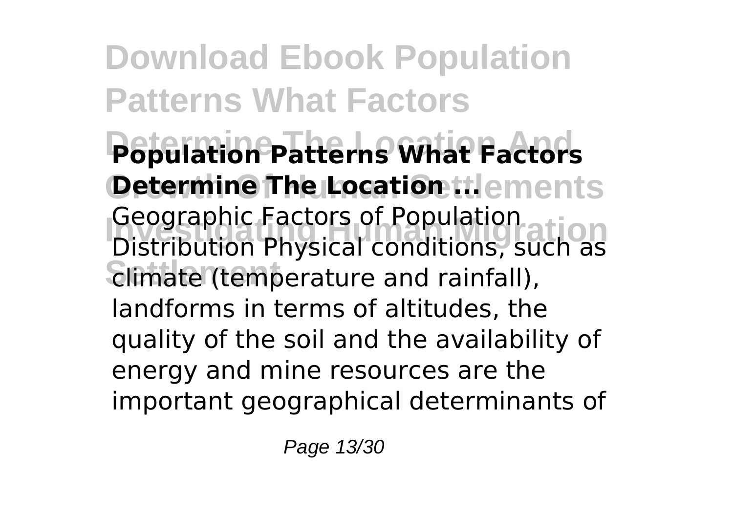**Population Patterns What Factors Determine The Location ...**

Geographic Factors of Population Distribution Physical conditions, such as climate (temperature and rainfall), landforms in terms of altitudes, the quality of the soil and the availability of energy and mine resources are the important geographical determinants of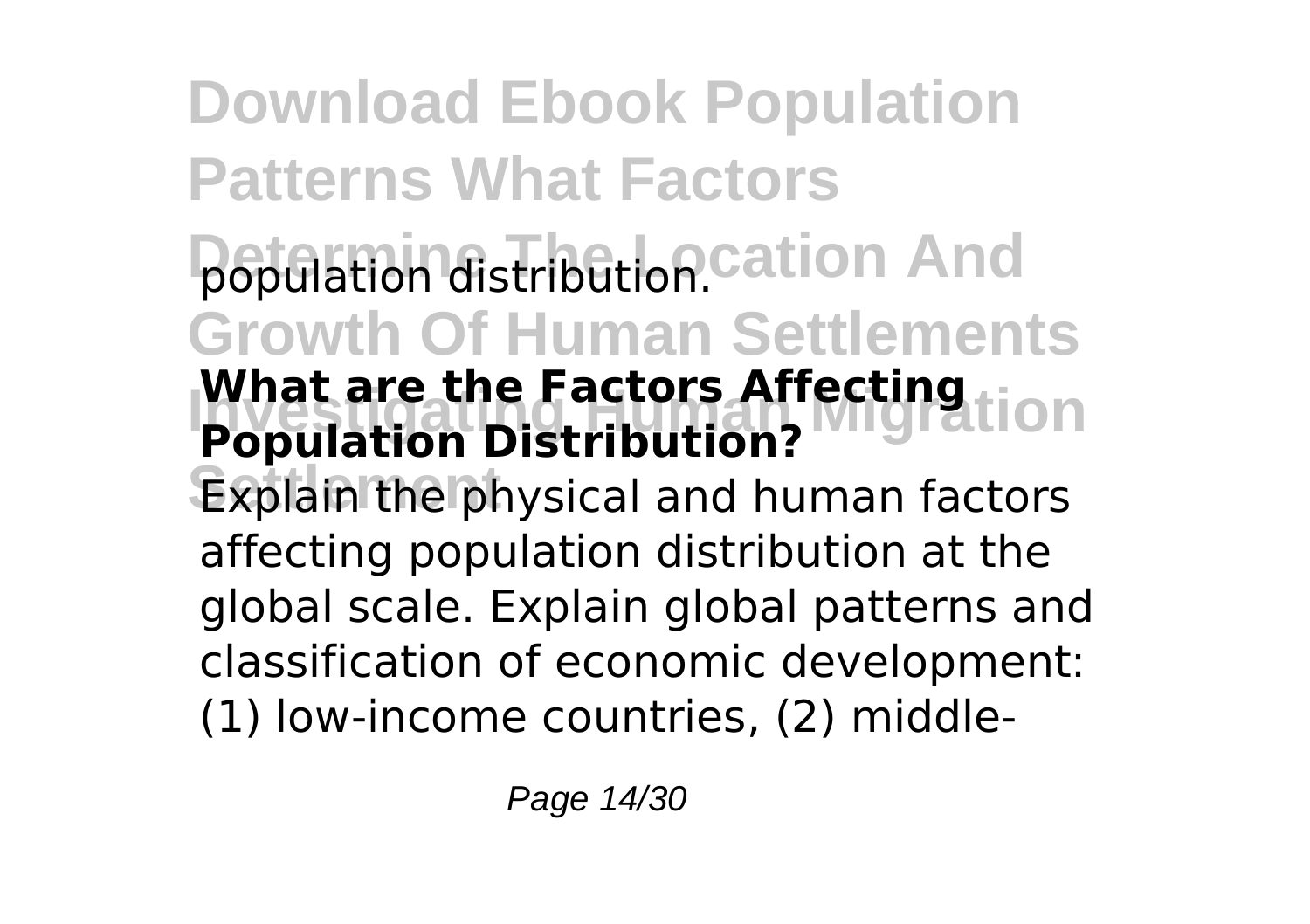population distribution.

**What are the Factors Affecting Population Distribution?**

Explain the physical and human factors affecting population distribution at the global scale. Explain global patterns and classification of economic development: (1) low-income countries, (2) middle-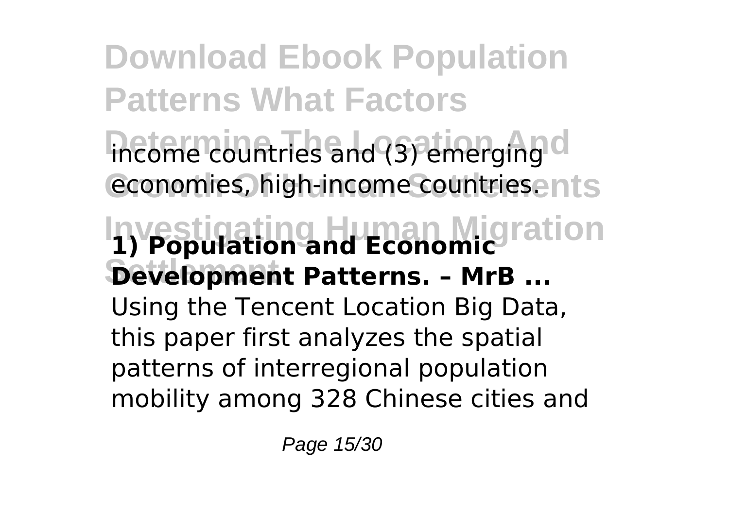income countries and (3) emerging economies, high-income countries.

**1) Population and Economic Development Patterns. – MrB ...**

Using the Tencent Location Big Data, this paper first analyzes the spatial patterns of interregional population mobility among 328 Chinese cities and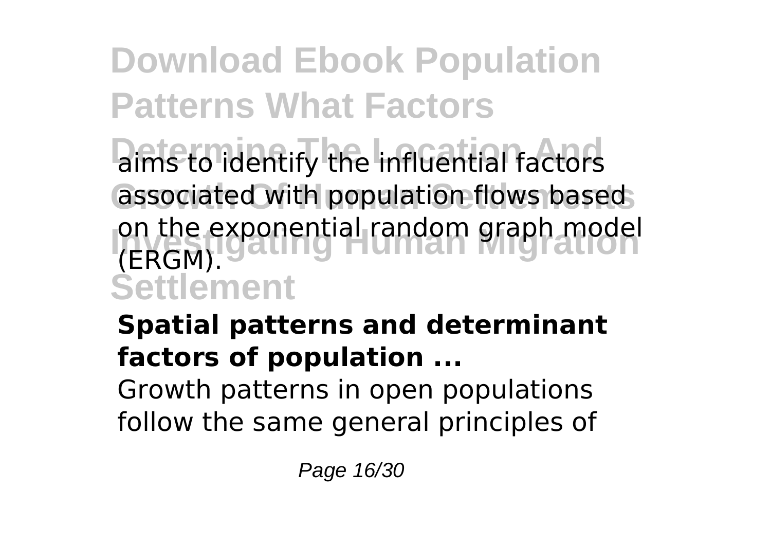aims to identify the influential factors associated with population flows based on the exponential random graph model (ERGM).

**Spatial patterns and determinant factors of population ...**

Growth patterns in open populations follow the same general principles of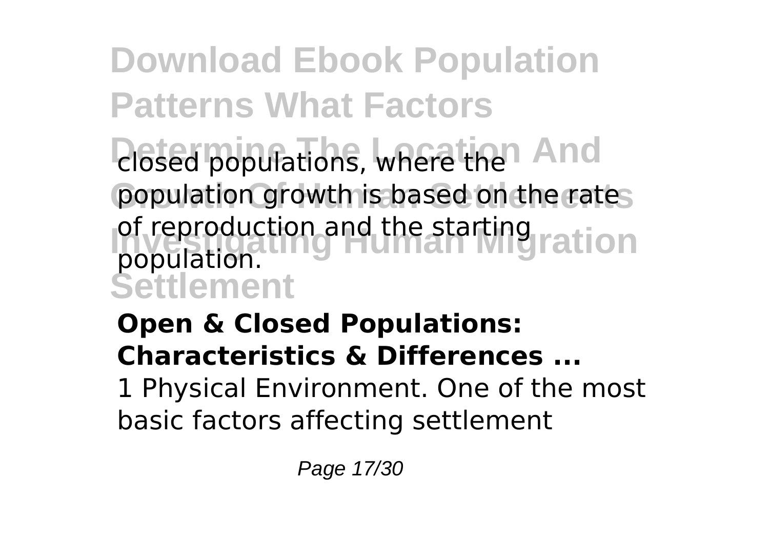closed populations, where the population growth is based on the rates of reproduction and the starting population.

**Open & Closed Populations: Characteristics & Differences ...**

1 Physical Environment. One of the most basic factors affecting settlement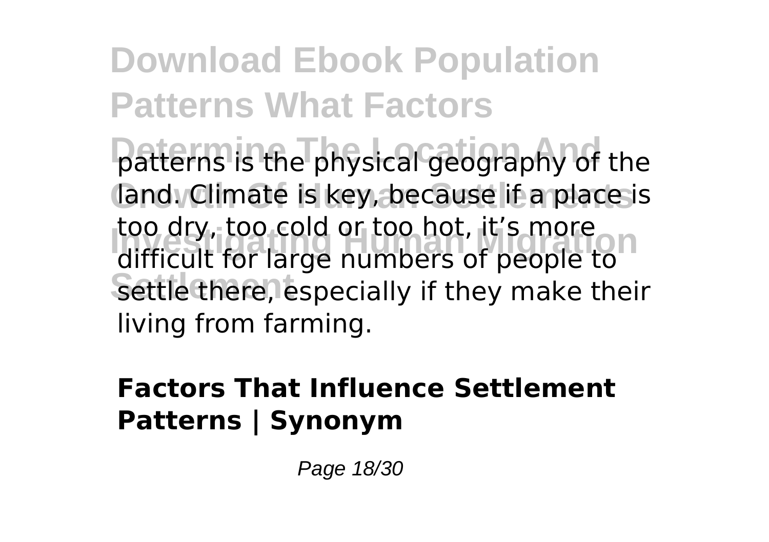patterns is the physical geography of the land. Climate is key, because if a place is too dry, too cold or too hot, it's more difficult for large numbers of people to settle there, especially if they make their living from farming.

**Factors That Influence Settlement Patterns | Synonym**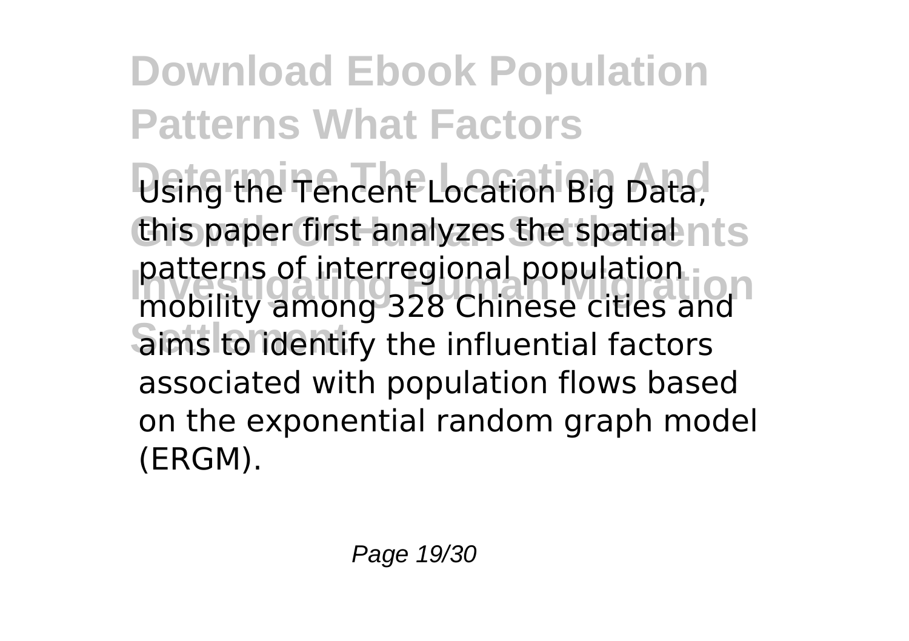Using the Tencent Location Big Data, this paper first analyzes the spatial patterns of interregional population mobility among 328 Chinese cities and aims to identify the influential factors associated with population flows based on the exponential random graph model (ERGM).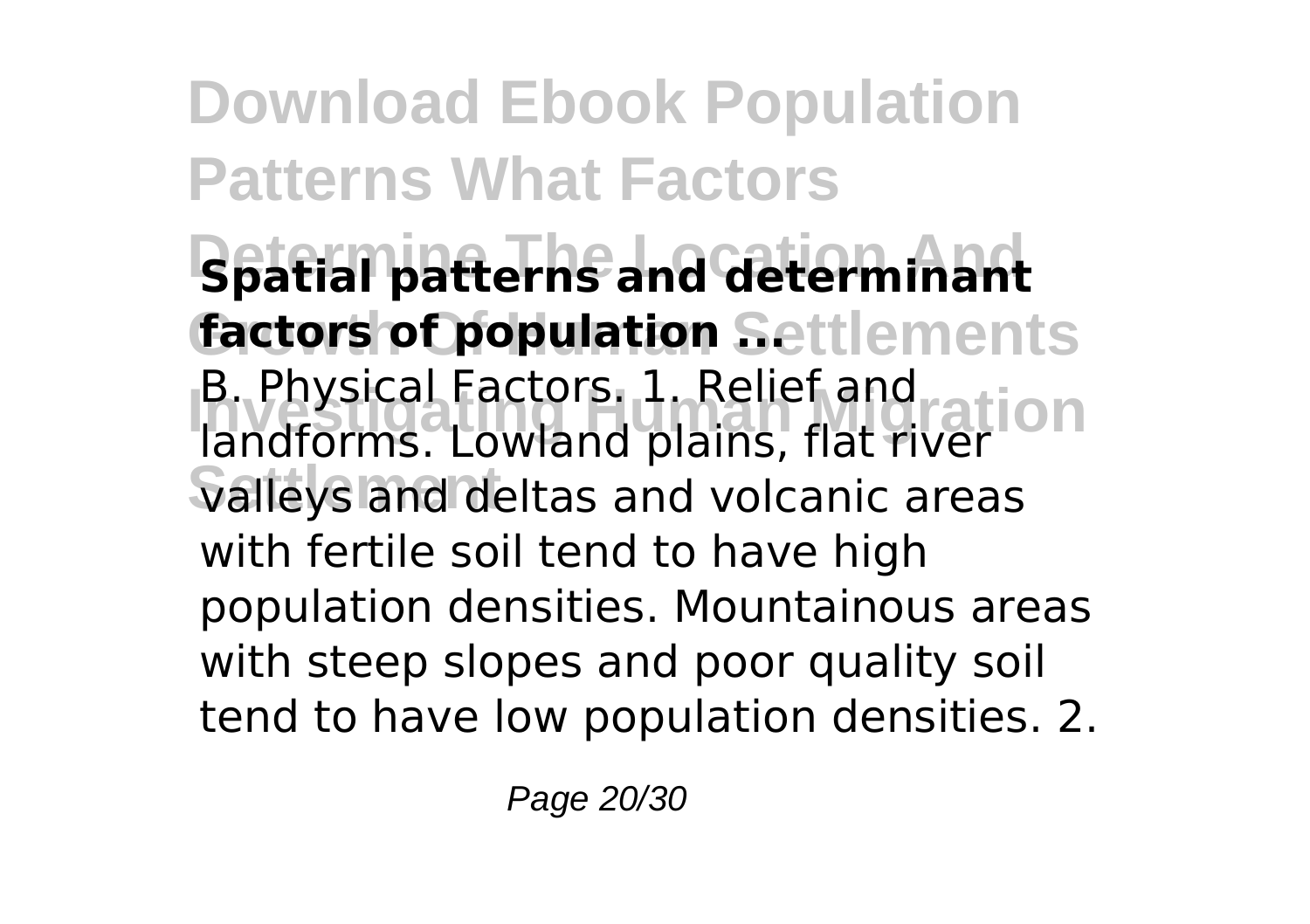**Spatial patterns and determinant factors of population ...**

B. Physical Factors. 1. Relief and landforms. Lowland plains, flat river valleys and deltas and volcanic areas with fertile soil tend to have high population densities. Mountainous areas with steep slopes and poor quality soil tend to have low population densities. 2.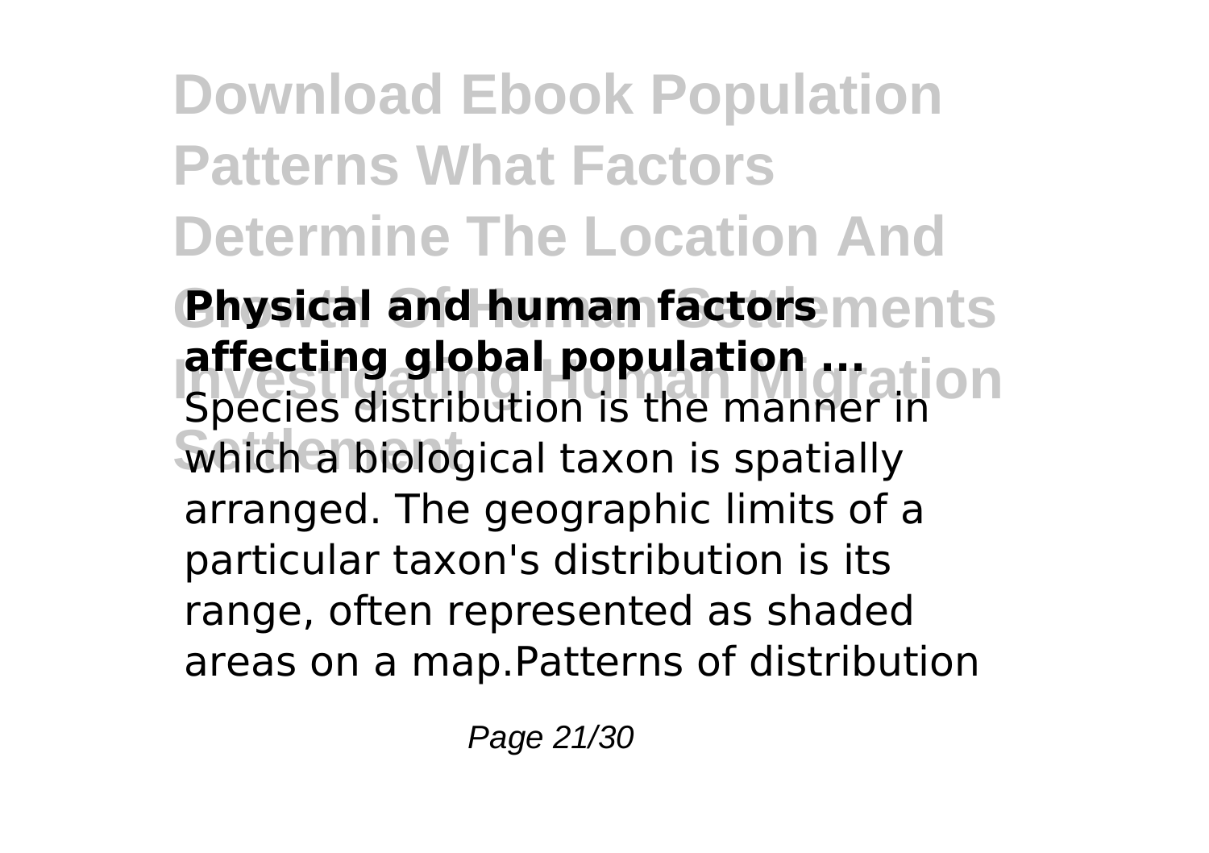**Physical and human factors affecting global population ...**

Species distribution is the manner in which a biological taxon is spatially arranged. The geographic limits of a particular taxon's distribution is its range, often represented as shaded areas on a map.Patterns of distribution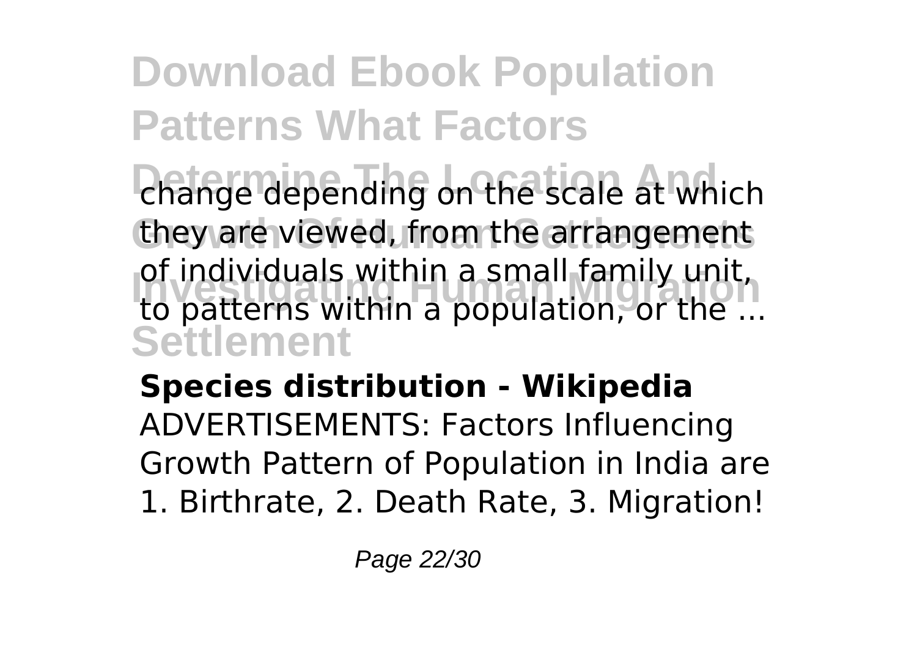change depending on the scale at which they are viewed, from the arrangement of individuals within a small family unit, to patterns within a population, or the ...

**Species distribution - Wikipedia**

ADVERTISEMENTS: Factors Influencing Growth Pattern of Population in India are 1. Birthrate, 2. Death Rate, 3. Migration!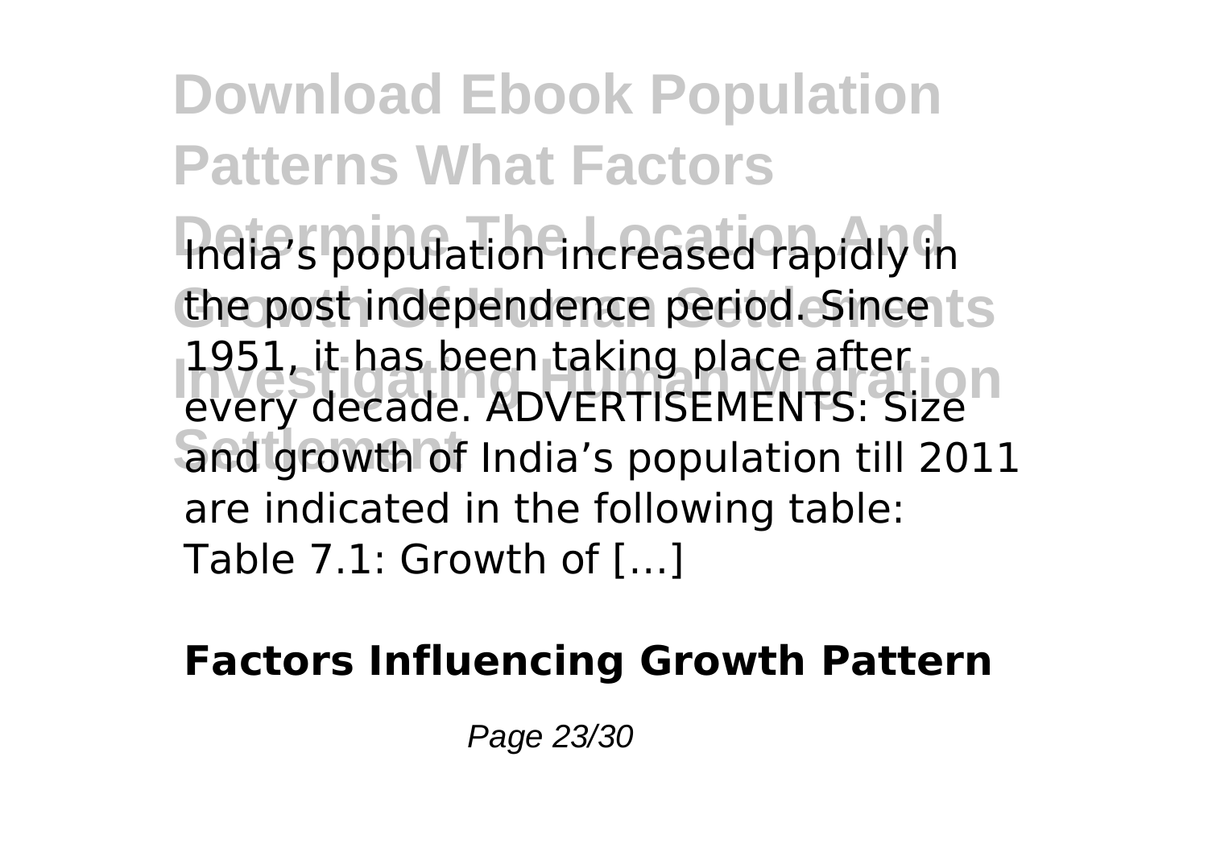India's population increased rapidly in the post independence period. Since 1951, it has been taking place after every decade. ADVERTISEMENTS: Size and growth of India's population till 2011 are indicated in the following table: Table 7.1: Growth of […]

**Factors Influencing Growth Pattern**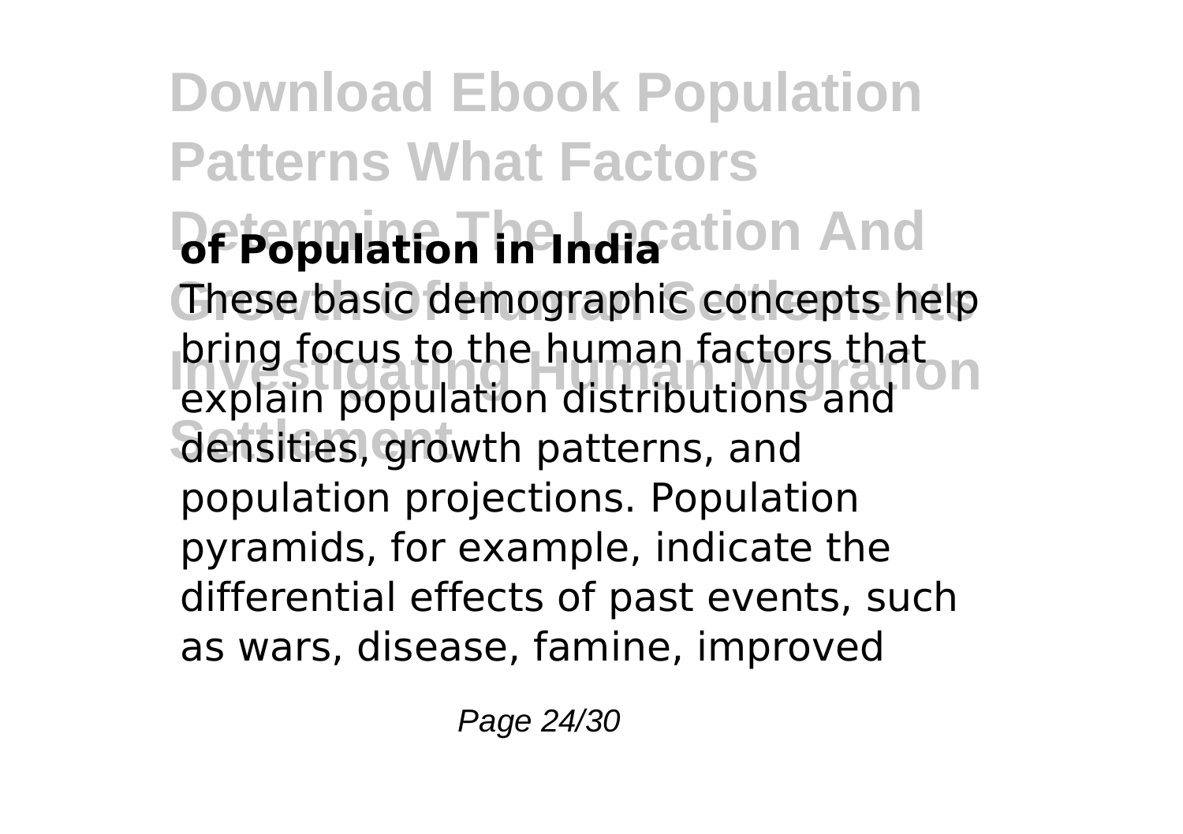**of Population in India**

These basic demographic concepts help bring focus to the human factors that explain population distributions and densities, growth patterns, and population projections. Population pyramids, for example, indicate the differential effects of past events, such as wars, disease, famine, improved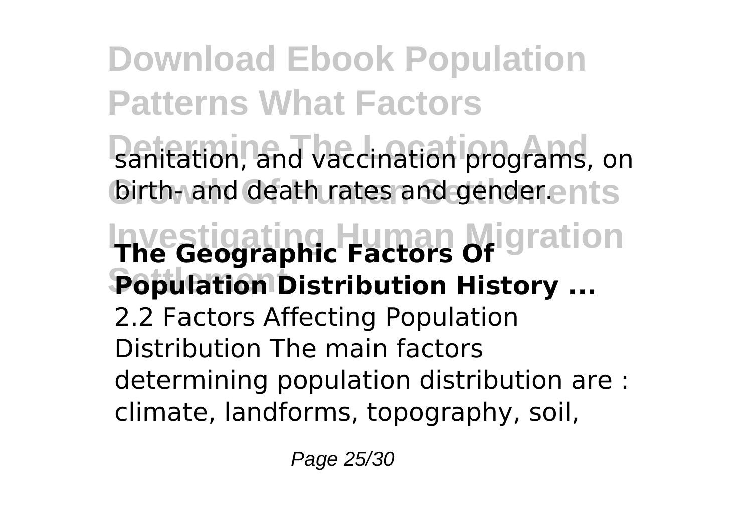sanitation, and vaccination programs, on birth- and death rates and gender.

**The Geographic Factors Of Population Distribution History ...**

2.2 Factors Affecting Population Distribution The main factors determining population distribution are : climate, landforms, topography, soil,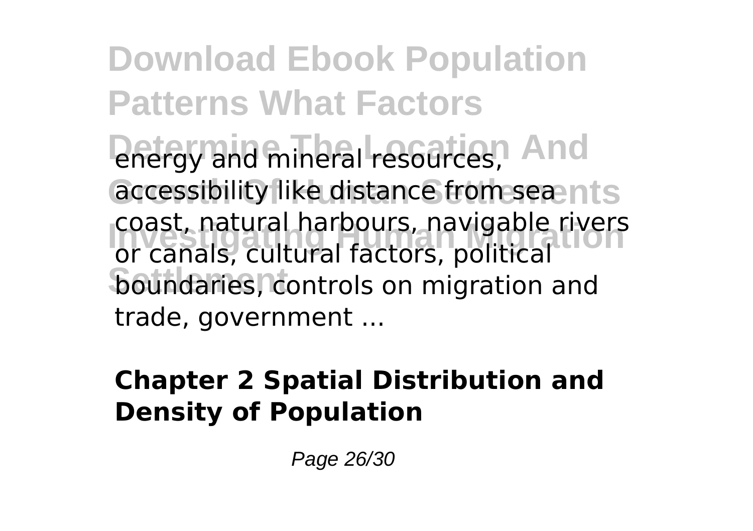energy and mineral resources, accessibility like distance from sea coast, natural harbours, navigable rivers or canals, cultural factors, political boundaries, controls on migration and trade, government ...

**Chapter 2 Spatial Distribution and Density of Population**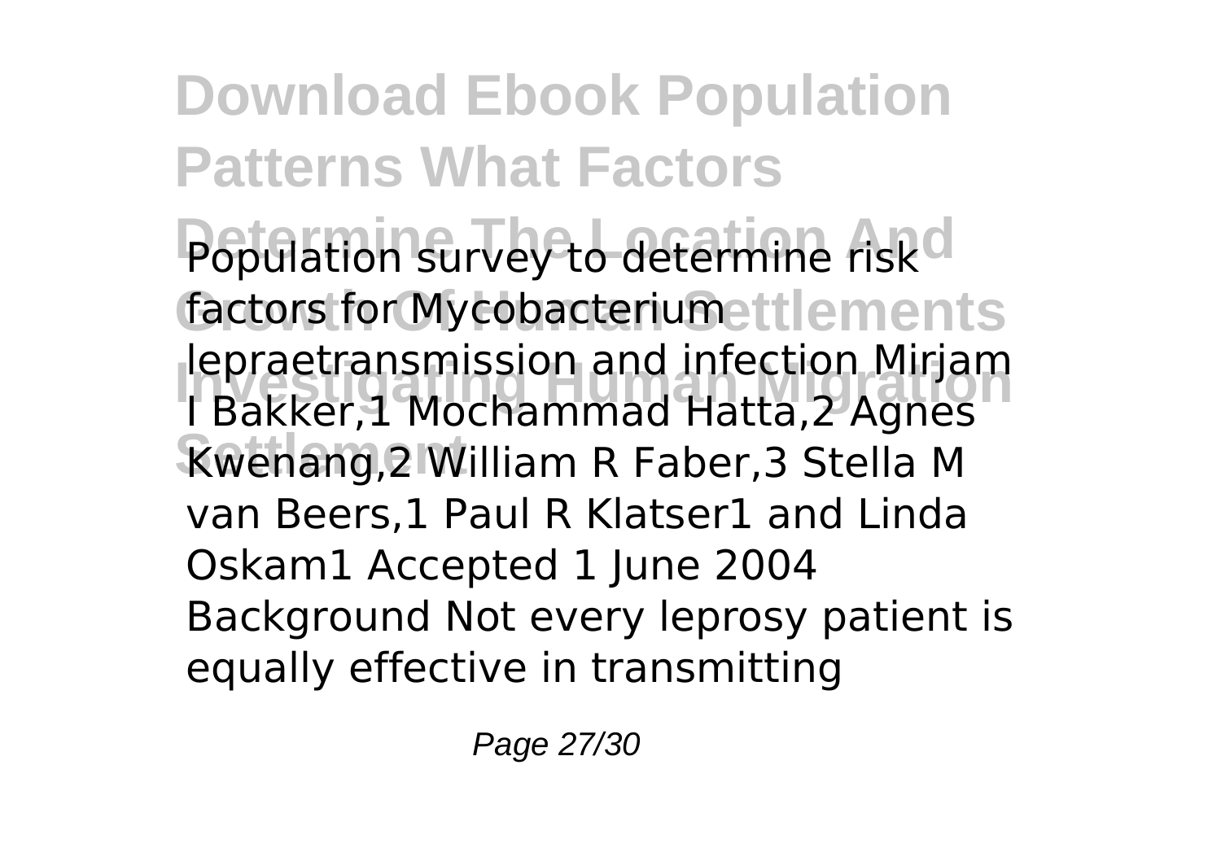Population survey to determine risk factors for Mycobacterium lepraetransmission and infection Mirjam I Bakker,1 Mochammad Hatta,2 Agnes Kwenang,2 William R Faber,3 Stella M van Beers,1 Paul R Klatser1 and Linda Oskam1 Accepted 1 June 2004 Background Not every leprosy patient is equally effective in transmitting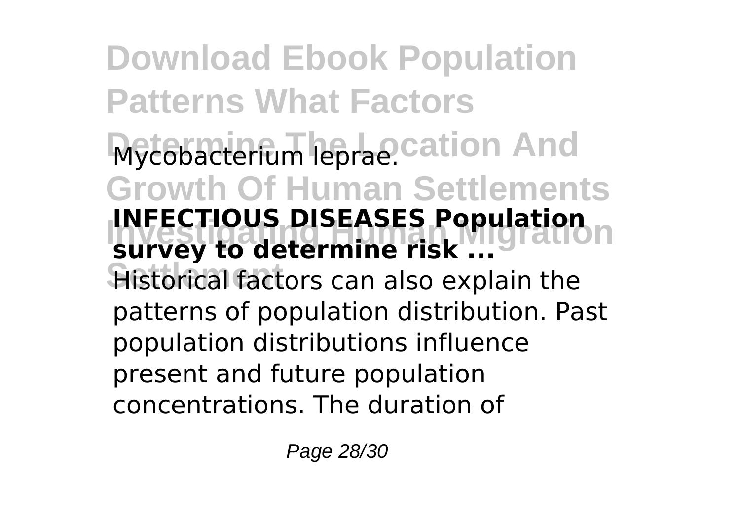Mycobacterium leprae.

**INFECTIOUS DISEASES Population survey to determine risk ...**

Historical factors can also explain the patterns of population distribution. Past population distributions influence present and future population concentrations. The duration of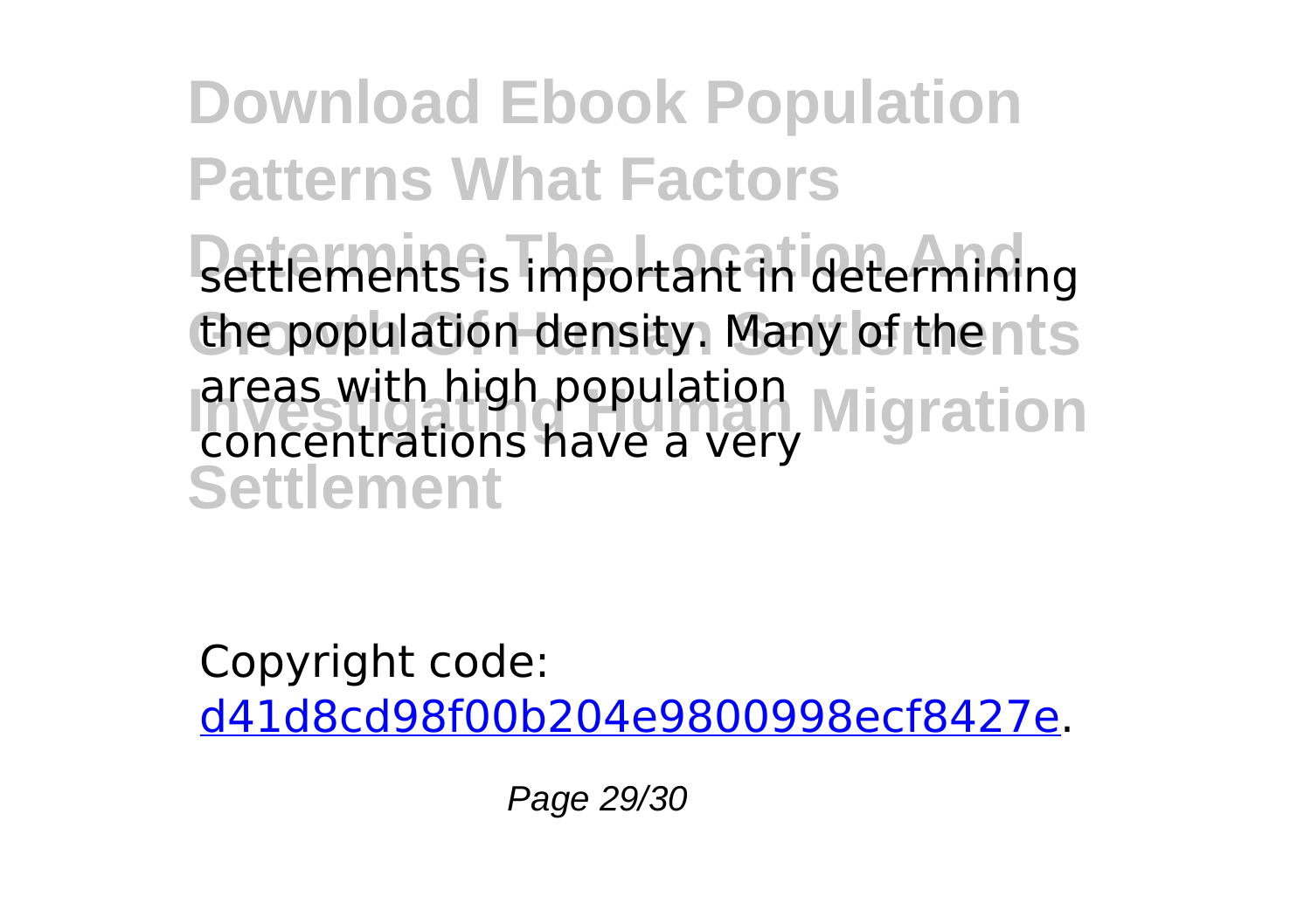settlements is important in determining the population density. Many of the areas with high population concentrations have a very

Copyright code: [d41d8cd98f00b204e9800998ecf8427e](d41d8cd98f00b204e9800998ecf8427e).